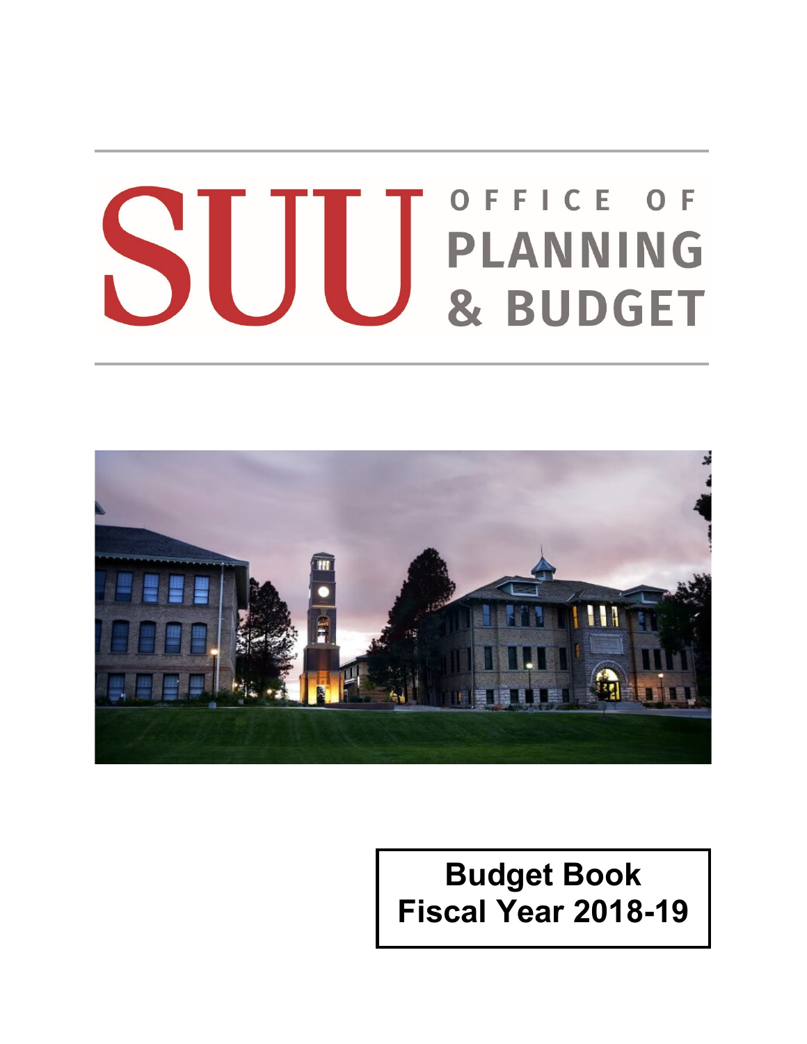SUU OFFICE OF PLANNING & BUDGET

# Budget Book
# Fiscal Year 2018-19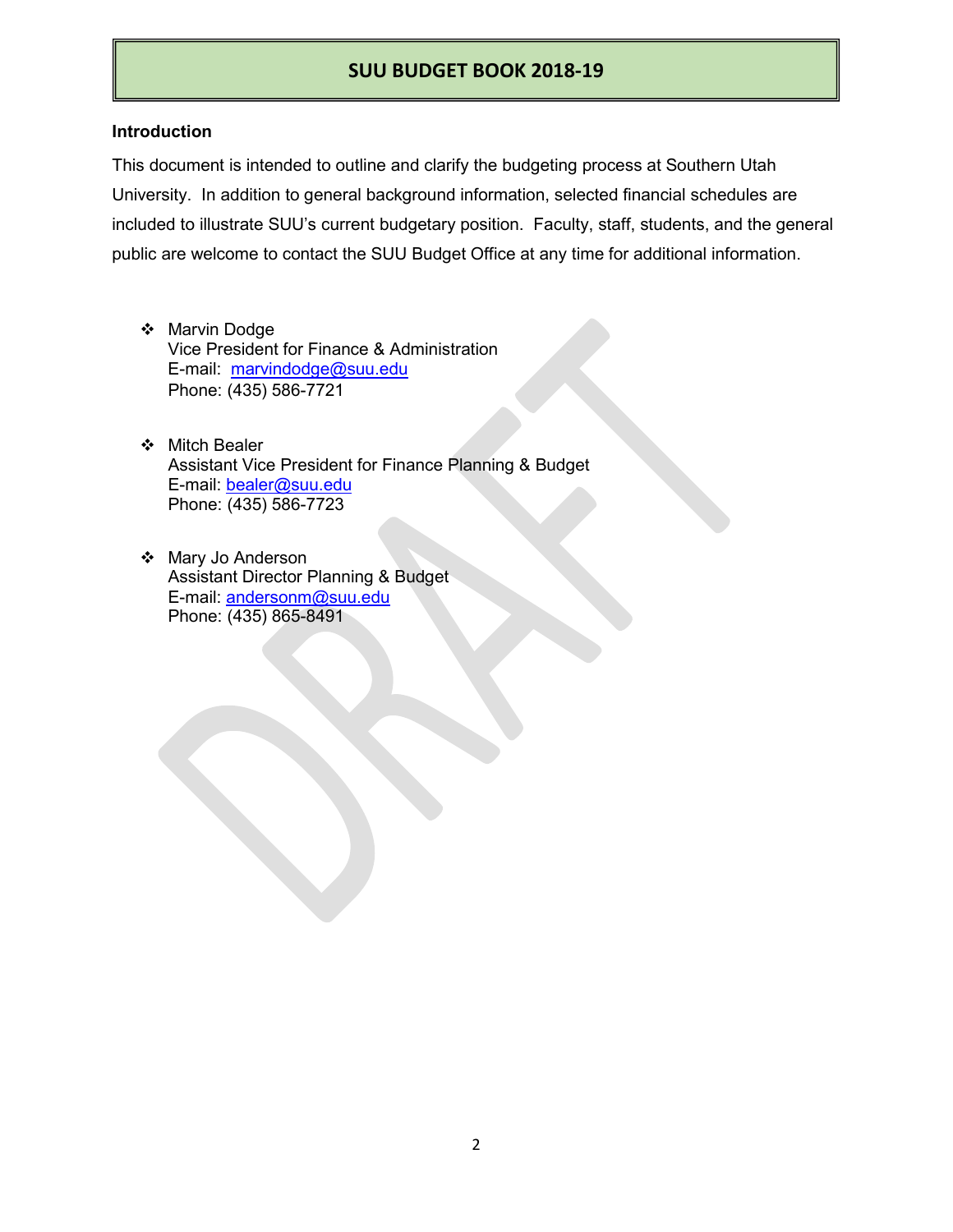# SUU BUDGET BOOK 2018-19

**Introduction**

This document is intended to outline and clarify the budgeting process at Southern Utah University. In addition to general background information, selected financial schedules are included to illustrate SUU's current budgetary position. Faculty, staff, students, and the general public are welcome to contact the SUU Budget Office at any time for additional information.

- Marvin Dodge
  Vice President for Finance & Administration
  E-mail: marvindodge@suu.edu
  Phone: (435) 586-7721

- Mitch Bealer
  Assistant Vice President for Finance Planning & Budget
  E-mail: bealer@suu.edu
  Phone: (435) 586-7723

- Mary Jo Anderson
  Assistant Director Planning & Budget
  E-mail: andersonm@suu.edu
  Phone: (435) 865-8491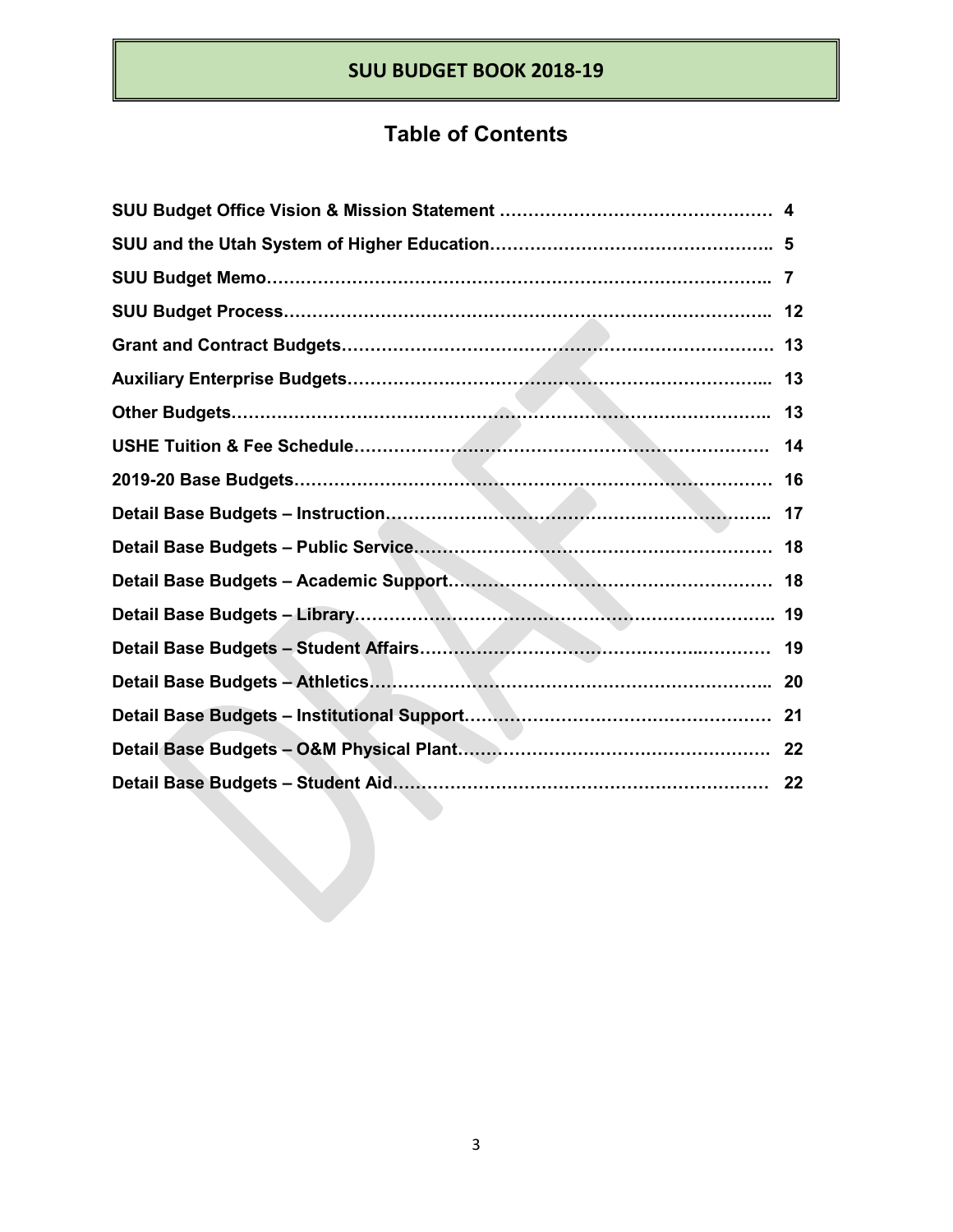# SUU BUDGET BOOK 2018-19

## Table of Contents

| | |
|---|---|
| **SUU Budget Office Vision & Mission Statement** | **4** |
| **SUU and the Utah System of Higher Education** | **5** |
| **SUU Budget Memo** | **7** |
| **SUU Budget Process** | **12** |
| **Grant and Contract Budgets** | **13** |
| **Auxiliary Enterprise Budgets** | **13** |
| **Other Budgets** | **13** |
| **USHE Tuition & Fee Schedule** | **14** |
| **2019-20 Base Budgets** | **16** |
| **Detail Base Budgets – Instruction** | **17** |
| **Detail Base Budgets – Public Service** | **18** |
| **Detail Base Budgets – Academic Support** | **18** |
| **Detail Base Budgets – Library** | **19** |
| **Detail Base Budgets – Student Affairs** | **19** |
| **Detail Base Budgets – Athletics** | **20** |
| **Detail Base Budgets – Institutional Support** | **21** |
| **Detail Base Budgets – O&M Physical Plant** | **22** |
| **Detail Base Budgets – Student Aid** | **22** |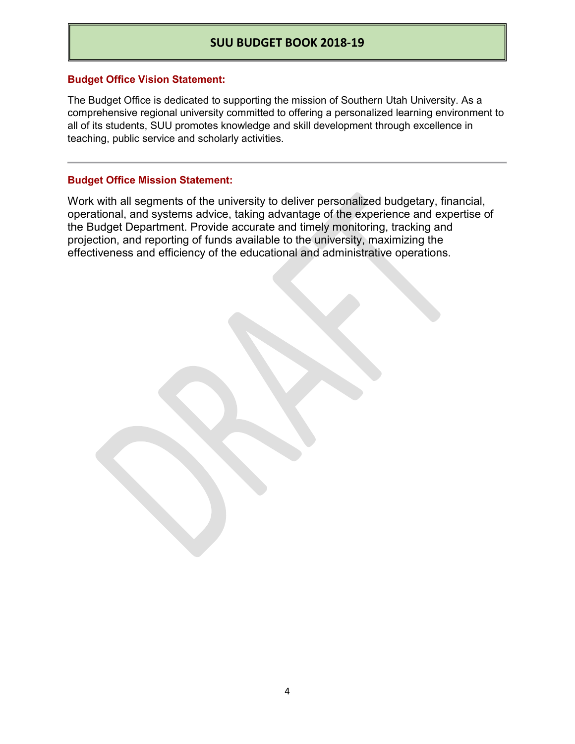## Budget Office Vision Statement:

The Budget Office is dedicated to supporting the mission of Southern Utah University. As a comprehensive regional university committed to offering a personalized learning environment to all of its students, SUU promotes knowledge and skill development through excellence in teaching, public service and scholarly activities.

---

## Budget Office Mission Statement:

Work with all segments of the university to deliver personalized budgetary, financial, operational, and systems advice, taking advantage of the experience and expertise of the Budget Department. Provide accurate and timely monitoring, tracking and projection, and reporting of funds available to the university, maximizing the effectiveness and efficiency of the educational and administrative operations.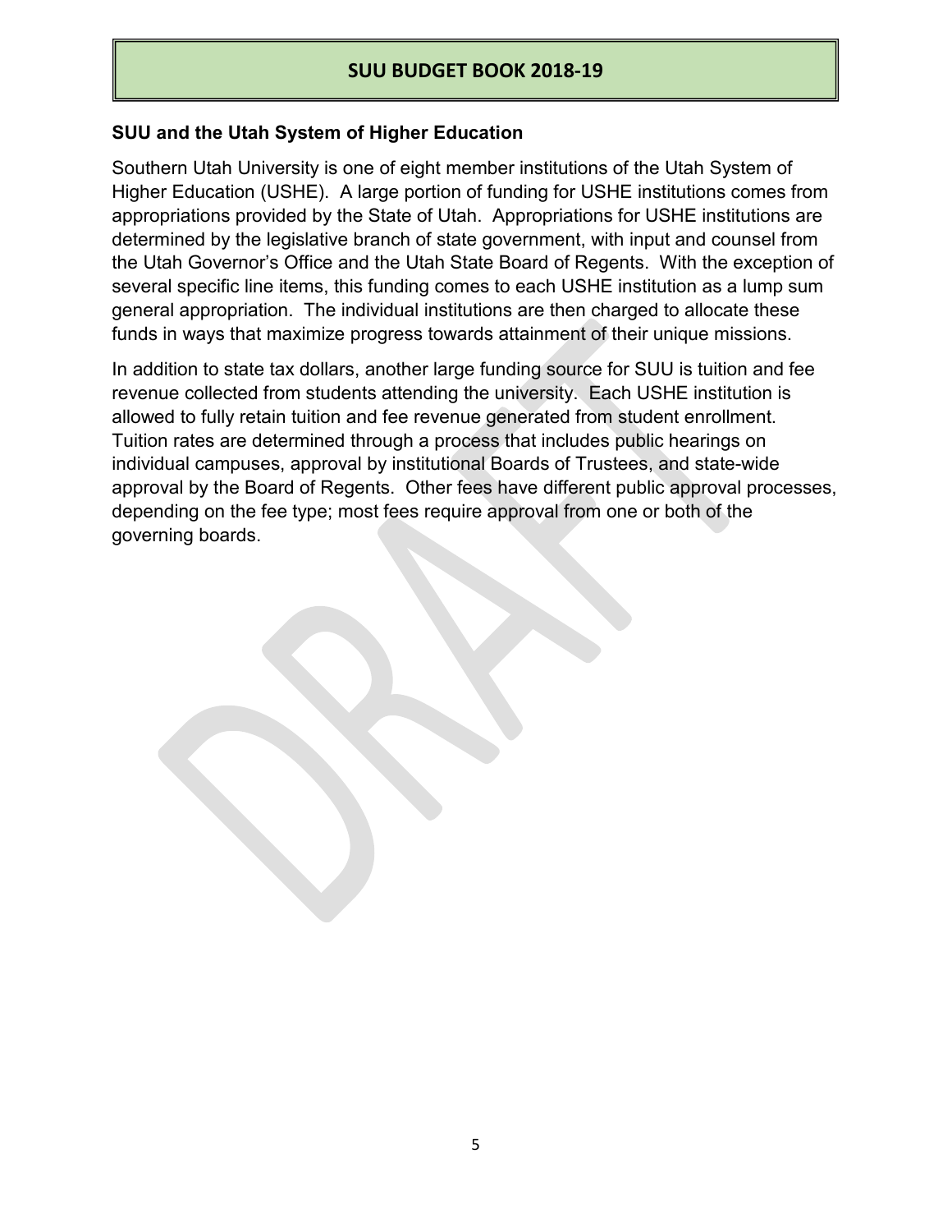## SUU and the Utah System of Higher Education

Southern Utah University is one of eight member institutions of the Utah System of Higher Education (USHE). A large portion of funding for USHE institutions comes from appropriations provided by the State of Utah. Appropriations for USHE institutions are determined by the legislative branch of state government, with input and counsel from the Utah Governor's Office and the Utah State Board of Regents. With the exception of several specific line items, this funding comes to each USHE institution as a lump sum general appropriation. The individual institutions are then charged to allocate these funds in ways that maximize progress towards attainment of their unique missions.

In addition to state tax dollars, another large funding source for SUU is tuition and fee revenue collected from students attending the university. Each USHE institution is allowed to fully retain tuition and fee revenue generated from student enrollment. Tuition rates are determined through a process that includes public hearings on individual campuses, approval by institutional Boards of Trustees, and state-wide approval by the Board of Regents. Other fees have different public approval processes, depending on the fee type; most fees require approval from one or both of the governing boards.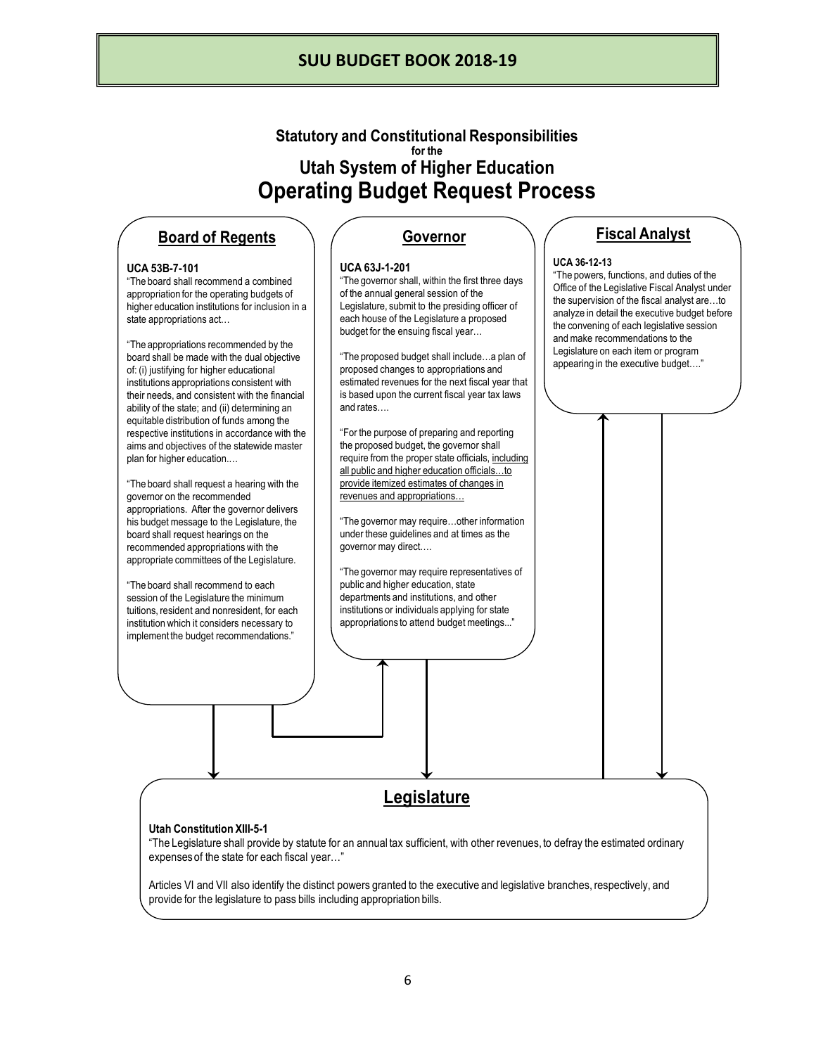## Statutory and Constitutional Responsibilities

for the

## Utah System of Higher Education

# Operating Budget Request Process

### Board of Regents

**UCA 53B-7-101**

"The board shall recommend a combined appropriation for the operating budgets of higher education institutions for inclusion in a state appropriations act…

"The appropriations recommended by the board shall be made with the dual objective of: (i) justifying for higher educational institutions appropriations consistent with their needs, and consistent with the financial ability of the state; and (ii) determining an equitable distribution of funds among the respective institutions in accordance with the aims and objectives of the statewide master plan for higher education.…

"The board shall request a hearing with the governor on the recommended appropriations. After the governor delivers his budget message to the Legislature, the board shall request hearings on the recommended appropriations with the appropriate committees of the Legislature.

"The board shall recommend to each session of the Legislature the minimum tuitions, resident and nonresident, for each institution which it considers necessary to implement the budget recommendations."

### Governor

**UCA 63J-1-201**

"The governor shall, within the first three days of the annual general session of the Legislature, submit to the presiding officer of each house of the Legislature a proposed budget for the ensuing fiscal year…

"The proposed budget shall include…a plan of proposed changes to appropriations and estimated revenues for the next fiscal year that is based upon the current fiscal year tax laws and rates….

"For the purpose of preparing and reporting the proposed budget, the governor shall require from the proper state officials, including all public and higher education officials…to provide itemized estimates of changes in revenues and appropriations…

"The governor may require…other information under these guidelines and at times as the governor may direct.…

"The governor may require representatives of public and higher education, state departments and institutions, and other institutions or individuals applying for state appropriations to attend budget meetings..."

### Fiscal Analyst

**UCA 36-12-13**

"The powers, functions, and duties of the Office of the Legislative Fiscal Analyst under the supervision of the fiscal analyst are…to analyze in detail the executive budget before the convening of each legislative session and make recommendations to the Legislature on each item or program appearing in the executive budget…."

### Legislature

**Utah Constitution XIII-5-1**

"The Legislature shall provide by statute for an annual tax sufficient, with other revenues, to defray the estimated ordinary expenses of the state for each fiscal year…"

Articles VI and VII also identify the distinct powers granted to the executive and legislative branches, respectively, and provide for the legislature to pass bills including appropriation bills.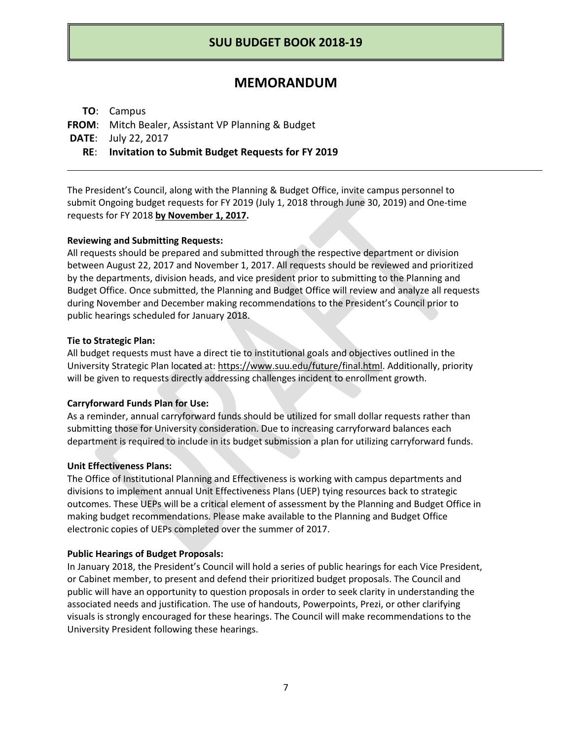# MEMORANDUM

**TO**: Campus
**FROM**: Mitch Bealer, Assistant VP Planning & Budget
**DATE**: July 22, 2017
**RE**: **Invitation to Submit Budget Requests for FY 2019**

---

The President's Council, along with the Planning & Budget Office, invite campus personnel to submit Ongoing budget requests for FY 2019 (July 1, 2018 through June 30, 2019) and One-time requests for FY 2018 **by November 1, 2017.**

**Reviewing and Submitting Requests:**
All requests should be prepared and submitted through the respective department or division between August 22, 2017 and November 1, 2017. All requests should be reviewed and prioritized by the departments, division heads, and vice president prior to submitting to the Planning and Budget Office. Once submitted, the Planning and Budget Office will review and analyze all requests during November and December making recommendations to the President's Council prior to public hearings scheduled for January 2018.

**Tie to Strategic Plan:**
All budget requests must have a direct tie to institutional goals and objectives outlined in the University Strategic Plan located at: https://www.suu.edu/future/final.html. Additionally, priority will be given to requests directly addressing challenges incident to enrollment growth.

**Carryforward Funds Plan for Use:**
As a reminder, annual carryforward funds should be utilized for small dollar requests rather than submitting those for University consideration. Due to increasing carryforward balances each department is required to include in its budget submission a plan for utilizing carryforward funds.

**Unit Effectiveness Plans:**
The Office of Institutional Planning and Effectiveness is working with campus departments and divisions to implement annual Unit Effectiveness Plans (UEP) tying resources back to strategic outcomes. These UEPs will be a critical element of assessment by the Planning and Budget Office in making budget recommendations. Please make available to the Planning and Budget Office electronic copies of UEPs completed over the summer of 2017.

**Public Hearings of Budget Proposals:**
In January 2018, the President's Council will hold a series of public hearings for each Vice President, or Cabinet member, to present and defend their prioritized budget proposals. The Council and public will have an opportunity to question proposals in order to seek clarity in understanding the associated needs and justification. The use of handouts, Powerpoints, Prezi, or other clarifying visuals is strongly encouraged for these hearings. The Council will make recommendations to the University President following these hearings.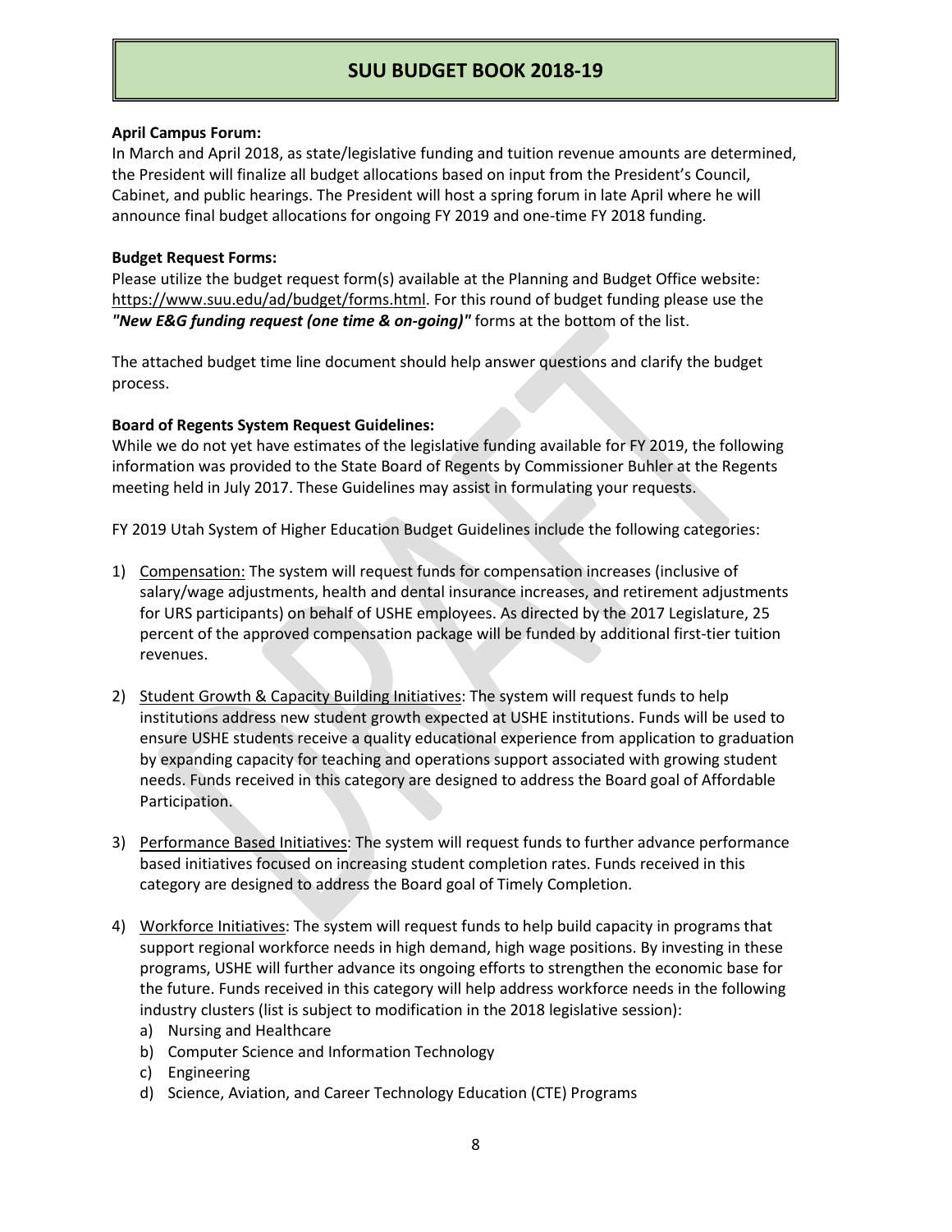**April Campus Forum:**
In March and April 2018, as state/legislative funding and tuition revenue amounts are determined, the President will finalize all budget allocations based on input from the President's Council, Cabinet, and public hearings. The President will host a spring forum in late April where he will announce final budget allocations for ongoing FY 2019 and one-time FY 2018 funding.

**Budget Request Forms:**
Please utilize the budget request form(s) available at the Planning and Budget Office website: https://www.suu.edu/ad/budget/forms.html. For this round of budget funding please use the ***"New E&G funding request (one time & on-going)"*** forms at the bottom of the list.

The attached budget time line document should help answer questions and clarify the budget process.

**Board of Regents System Request Guidelines:**
While we do not yet have estimates of the legislative funding available for FY 2019, the following information was provided to the State Board of Regents by Commissioner Buhler at the Regents meeting held in July 2017. These Guidelines may assist in formulating your requests.

FY 2019 Utah System of Higher Education Budget Guidelines include the following categories:

1) Compensation: The system will request funds for compensation increases (inclusive of salary/wage adjustments, health and dental insurance increases, and retirement adjustments for URS participants) on behalf of USHE employees. As directed by the 2017 Legislature, 25 percent of the approved compensation package will be funded by additional first-tier tuition revenues.

2) Student Growth & Capacity Building Initiatives: The system will request funds to help institutions address new student growth expected at USHE institutions. Funds will be used to ensure USHE students receive a quality educational experience from application to graduation by expanding capacity for teaching and operations support associated with growing student needs. Funds received in this category are designed to address the Board goal of Affordable Participation.

3) Performance Based Initiatives: The system will request funds to further advance performance based initiatives focused on increasing student completion rates. Funds received in this category are designed to address the Board goal of Timely Completion.

4) Workforce Initiatives: The system will request funds to help build capacity in programs that support regional workforce needs in high demand, high wage positions. By investing in these programs, USHE will further advance its ongoing efforts to strengthen the economic base for the future. Funds received in this category will help address workforce needs in the following industry clusters (list is subject to modification in the 2018 legislative session):
   a) Nursing and Healthcare
   b) Computer Science and Information Technology
   c) Engineering
   d) Science, Aviation, and Career Technology Education (CTE) Programs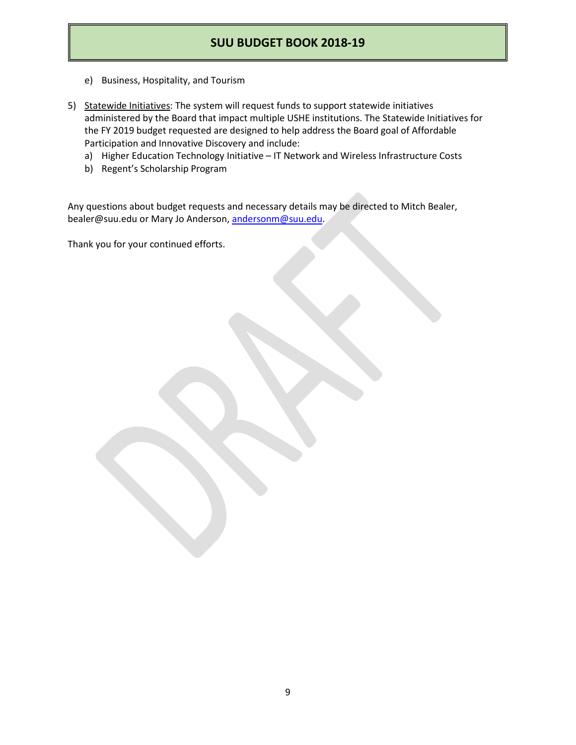e) Business, Hospitality, and Tourism

5) Statewide Initiatives: The system will request funds to support statewide initiatives administered by the Board that impact multiple USHE institutions. The Statewide Initiatives for the FY 2019 budget requested are designed to help address the Board goal of Affordable Participation and Innovative Discovery and include:
   a) Higher Education Technology Initiative – IT Network and Wireless Infrastructure Costs
   b) Regent's Scholarship Program

Any questions about budget requests and necessary details may be directed to Mitch Bealer, bealer@suu.edu or Mary Jo Anderson, andersonm@suu.edu.

Thank you for your continued efforts.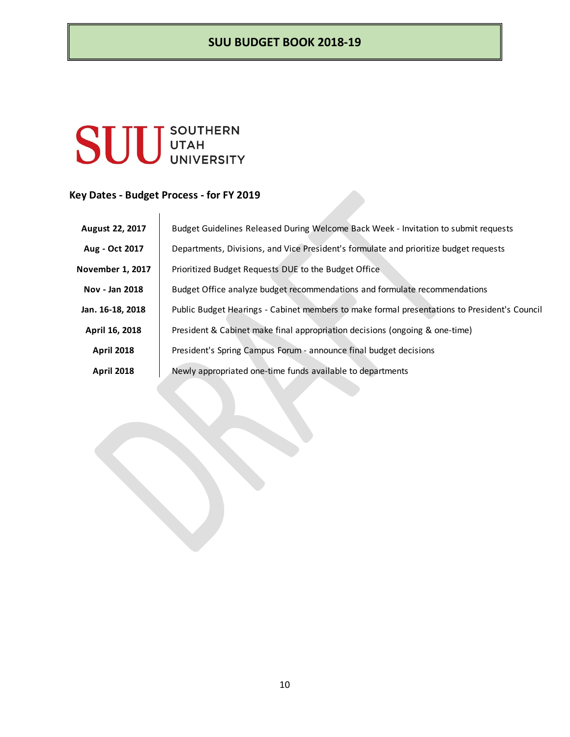# SUU BUDGET BOOK 2018-19

**SUU** SOUTHERN UTAH UNIVERSITY

## Key Dates - Budget Process - for FY 2019

| | |
|---|---|
| **August 22, 2017** | Budget Guidelines Released During Welcome Back Week - Invitation to submit requests |
| **Aug - Oct 2017** | Departments, Divisions, and Vice President's formulate and prioritize budget requests |
| **November 1, 2017** | Prioritized Budget Requests DUE to the Budget Office |
| **Nov - Jan 2018** | Budget Office analyze budget recommendations and formulate recommendations |
| **Jan. 16-18, 2018** | Public Budget Hearings - Cabinet members to make formal presentations to President's Council |
| **April 16, 2018** | President & Cabinet make final appropriation decisions (ongoing & one-time) |
| **April 2018** | President's Spring Campus Forum - announce final budget decisions |
| **April 2018** | Newly appropriated one-time funds available to departments |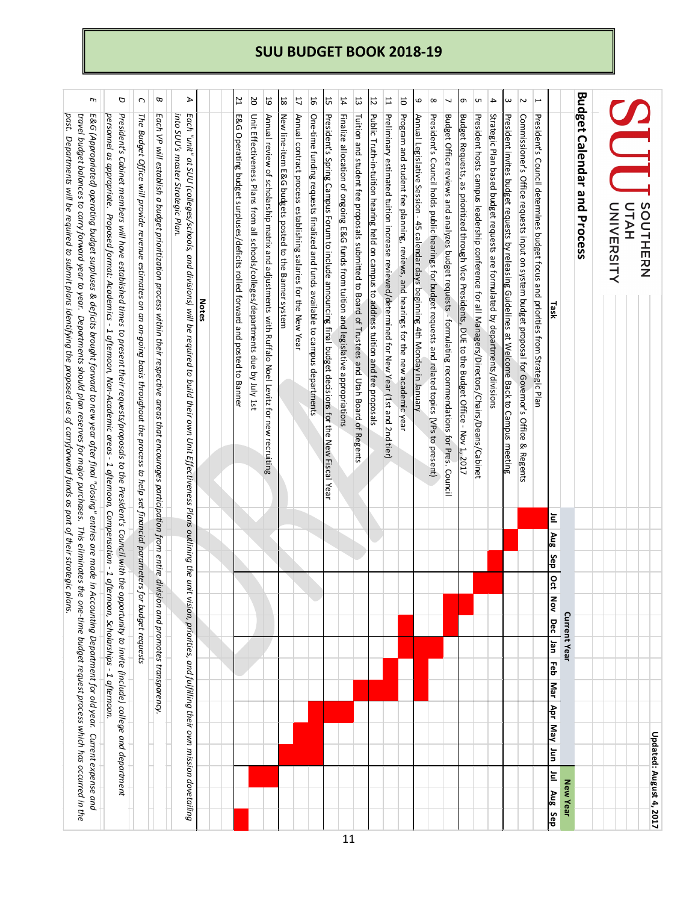# SUU BUDGET BOOK 2018-19

**SUU SOUTHERN UTAH UNIVERSITY**

Updated: August 4, 2017

## Budget Calendar and Process

| | Task | Current Year | | | | | | | | | | | | New Year | | |
|---|---|---|---|---|---|---|---|---|---|---|---|---|---|---|---|---|
| | | Jul | Aug | Sep | Oct | Nov | Dec | Jan | Feb | Mar | Apr | May | Jun | Jul | Aug | Sep |
| 1 | President's Council determines budget focus and priorities from Strategic Plan | X | | | | | | | | | | | | | | |
| 2 | Commissioner's Office requests input on system budget proposal for Governor's Office & Regents | X | | | | | | | | | | | | | | |
| 3 | President invites budget requests by releasing Guidelines at Welcome Back to Campus meeting | | X | | | | | | | | | | | | | |
| 4 | Strategic Plan based budget requests are formulated by departments/divisions | | | X | X | | | | | | | | | | | |
| 5 | President hosts campus leadership conference for all Managers/Directors/Chairs/Deans/Cabinet | | | | X | | | | | | | | | | | |
| 6 | Budget Requests, as prioritized through Vice Presidents, DUE to the Budget Office - Nov 1, 2017 | | | | | X | | | | | | | | | | |
| 7 | Budget Office reviews and analyzes budget requests - formulating recommendations for Pres. Council | | | | | X | X | | | | | | | | | |
| 8 | President's Council holds public hearings for budget requests and related topics (VPs to present) | | | | | | | X | | | | | | | | |
| 9 | Annual Legislative Session - 45 calendar days beginning 4th Monday in January | | | | | | | X | X | X | | | | | | |
| 10 | Program and student fee planning, reviews, and hearings for the new academic year | | | | | | X | X | | | | | | | | |
| 11 | Preliminary estimated tuition increase reviewed/determined for New Year (1st and 2nd tier) | | | | | | | | X | | | | | | | |
| 12 | Public Truth-in-tuition hearing held on campus to address tuition and fee proposals | | | | | | | | X | X | | | | | | |
| 13 | Tuition and student fee proposals submitted to Board of Trustees and Utah Board of Regents | | | | | | | | | X | | | | | | |
| 14 | Finalize allocation of ongoing E&G funds from tuition and legislative appropriations | | | | | | | | | | X | | | | | |
| 15 | President's Spring Campus Forum to include announcing final budget decisions for the New Fiscal Year | | | | | | | | | | X | | | | | |
| 16 | One-time funding requests finalized and funds available to campus departments | | | | | | | | | | X | | | | | |
| 17 | Annual contract process establishing salaries for the New Year | | | | | | | | | | | X | X | | | |
| 18 | New line-item E&G budgets posted to the Banner system | | | | | | | | | | | | X | | | |
| 19 | Annual review of scholarship matrix and adjustments with Ruffalo Noel Levitz for new recruiting | | | | | | | | | | | | | X | | |
| 20 | Unit Effectiveness Plans from all schools/colleges/departments due by July 1st | | | | | | | | | | | | | X | | |
| 21 | E&G Operating budget surpluses/deficits rolled forward and posted to Banner | | | | | | | | | | | | | | | X |

### Notes

*A* *Each "unit" at SUU (colleges/schools, and divisions) will be required to build their own Unit Effectiveness Plans outlining the unit vision, priorities, and fulfilling their own mission dovetailing into SUU's master Strategic Plan.*

*B* *Each VP will establish a budget prioritization process within their respective areas that encourages participation from entire division and promotes transparency.*

*C* *The Budget Office will provide revenue estimates on an on-going basis throughout the process to help set financial parameters for budget requests*

*D* *President's Cabinet members will have established times to present their requests/proposals to the President's Council with the opportunity to invite (include) college and department personnel as appropriate. Proposed format: Academics - 1 afternoon, Non-Academic areas - 1 afternoon, Compensation - 1 afternoon, Scholarships - 1 afternoon.*

*E* *E&G (Appropriated) operating budget surpluses & deficits brought forward to new year after final "closing" entries are made in Accounting Department for old year. Current expense and travel budget balances to carry forward year to year. Departments should plan reserves for major purchases. This eliminates the one-time budget request process which has occurred in the past. Departments will be required to submit plans identifying the proposed use of carryforward funds as part of their strategic plans.*

DRAFT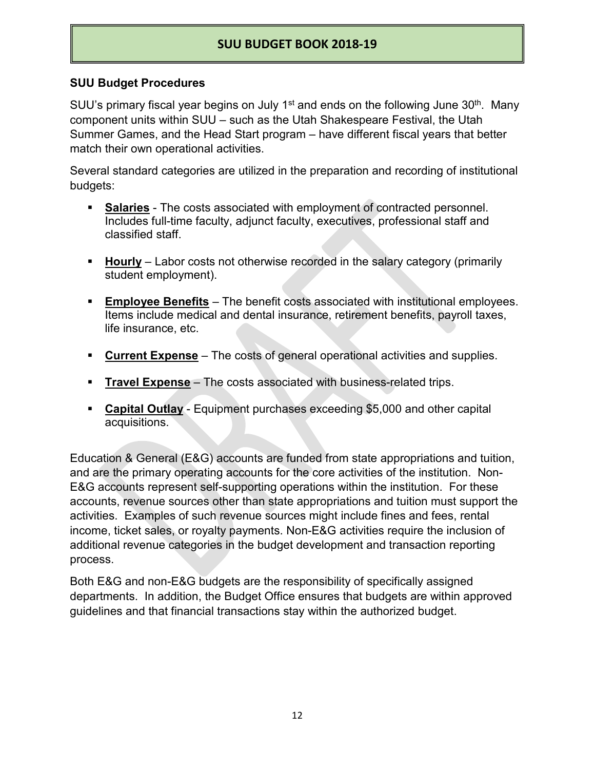## SUU Budget Procedures

SUU's primary fiscal year begins on July 1st and ends on the following June 30th. Many component units within SUU – such as the Utah Shakespeare Festival, the Utah Summer Games, and the Head Start program – have different fiscal years that better match their own operational activities.

Several standard categories are utilized in the preparation and recording of institutional budgets:

- **Salaries** - The costs associated with employment of contracted personnel. Includes full-time faculty, adjunct faculty, executives, professional staff and classified staff.
- **Hourly** – Labor costs not otherwise recorded in the salary category (primarily student employment).
- **Employee Benefits** – The benefit costs associated with institutional employees. Items include medical and dental insurance, retirement benefits, payroll taxes, life insurance, etc.
- **Current Expense** – The costs of general operational activities and supplies.
- **Travel Expense** – The costs associated with business-related trips.
- **Capital Outlay** - Equipment purchases exceeding $5,000 and other capital acquisitions.

Education & General (E&G) accounts are funded from state appropriations and tuition, and are the primary operating accounts for the core activities of the institution. Non-E&G accounts represent self-supporting operations within the institution. For these accounts, revenue sources other than state appropriations and tuition must support the activities. Examples of such revenue sources might include fines and fees, rental income, ticket sales, or royalty payments. Non-E&G activities require the inclusion of additional revenue categories in the budget development and transaction reporting process.

Both E&G and non-E&G budgets are the responsibility of specifically assigned departments. In addition, the Budget Office ensures that budgets are within approved guidelines and that financial transactions stay within the authorized budget.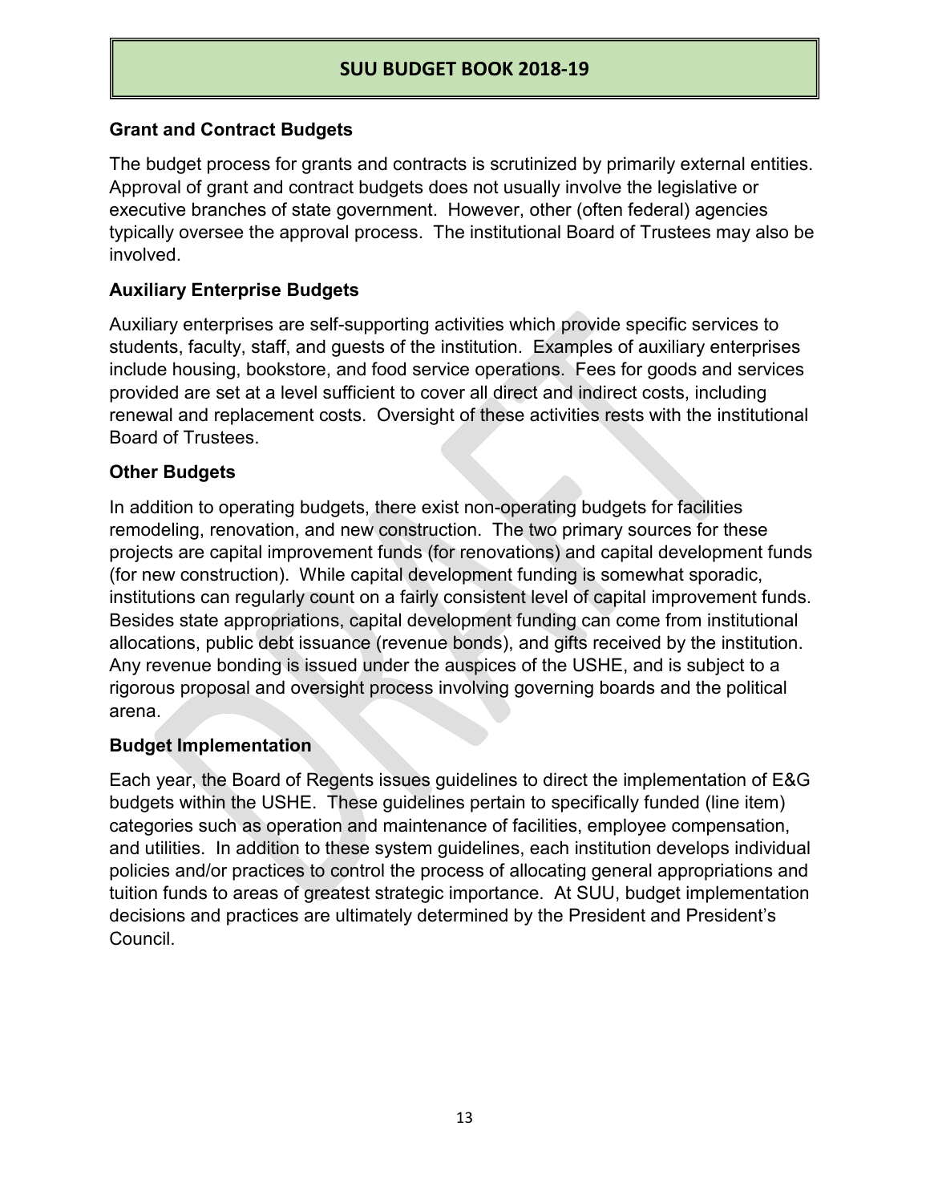## Grant and Contract Budgets

The budget process for grants and contracts is scrutinized by primarily external entities. Approval of grant and contract budgets does not usually involve the legislative or executive branches of state government. However, other (often federal) agencies typically oversee the approval process. The institutional Board of Trustees may also be involved.

## Auxiliary Enterprise Budgets

Auxiliary enterprises are self-supporting activities which provide specific services to students, faculty, staff, and guests of the institution. Examples of auxiliary enterprises include housing, bookstore, and food service operations. Fees for goods and services provided are set at a level sufficient to cover all direct and indirect costs, including renewal and replacement costs. Oversight of these activities rests with the institutional Board of Trustees.

## Other Budgets

In addition to operating budgets, there exist non-operating budgets for facilities remodeling, renovation, and new construction. The two primary sources for these projects are capital improvement funds (for renovations) and capital development funds (for new construction). While capital development funding is somewhat sporadic, institutions can regularly count on a fairly consistent level of capital improvement funds. Besides state appropriations, capital development funding can come from institutional allocations, public debt issuance (revenue bonds), and gifts received by the institution. Any revenue bonding is issued under the auspices of the USHE, and is subject to a rigorous proposal and oversight process involving governing boards and the political arena.

## Budget Implementation

Each year, the Board of Regents issues guidelines to direct the implementation of E&G budgets within the USHE. These guidelines pertain to specifically funded (line item) categories such as operation and maintenance of facilities, employee compensation, and utilities. In addition to these system guidelines, each institution develops individual policies and/or practices to control the process of allocating general appropriations and tuition funds to areas of greatest strategic importance. At SUU, budget implementation decisions and practices are ultimately determined by the President and President's Council.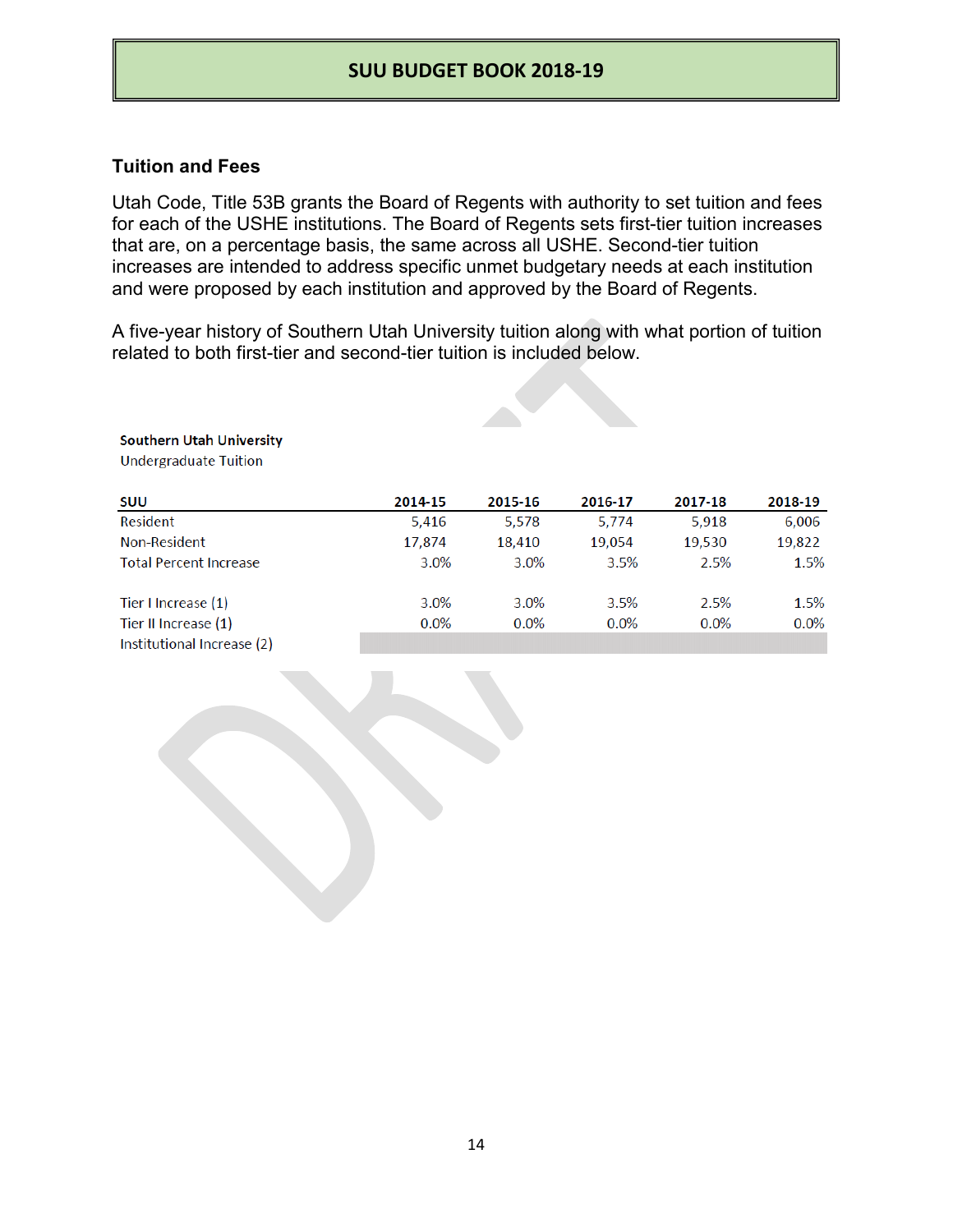## Tuition and Fees

Utah Code, Title 53B grants the Board of Regents with authority to set tuition and fees for each of the USHE institutions. The Board of Regents sets first-tier tuition increases that are, on a percentage basis, the same across all USHE. Second-tier tuition increases are intended to address specific unmet budgetary needs at each institution and were proposed by each institution and approved by the Board of Regents.

A five-year history of Southern Utah University tuition along with what portion of tuition related to both first-tier and second-tier tuition is included below.

**Southern Utah University**
Undergraduate Tuition

| SUU | 2014-15 | 2015-16 | 2016-17 | 2017-18 | 2018-19 |
|---|---|---|---|---|---|
| Resident | 5,416 | 5,578 | 5,774 | 5,918 | 6,006 |
| Non-Resident | 17,874 | 18,410 | 19,054 | 19,530 | 19,822 |
| Total Percent Increase | 3.0% | 3.0% | 3.5% | 2.5% | 1.5% |
| | | | | | |
| Tier I Increase (1) | 3.0% | 3.0% | 3.5% | 2.5% | 1.5% |
| Tier II Increase (1) | 0.0% | 0.0% | 0.0% | 0.0% | 0.0% |
| Institutional Increase (2) | | | | | |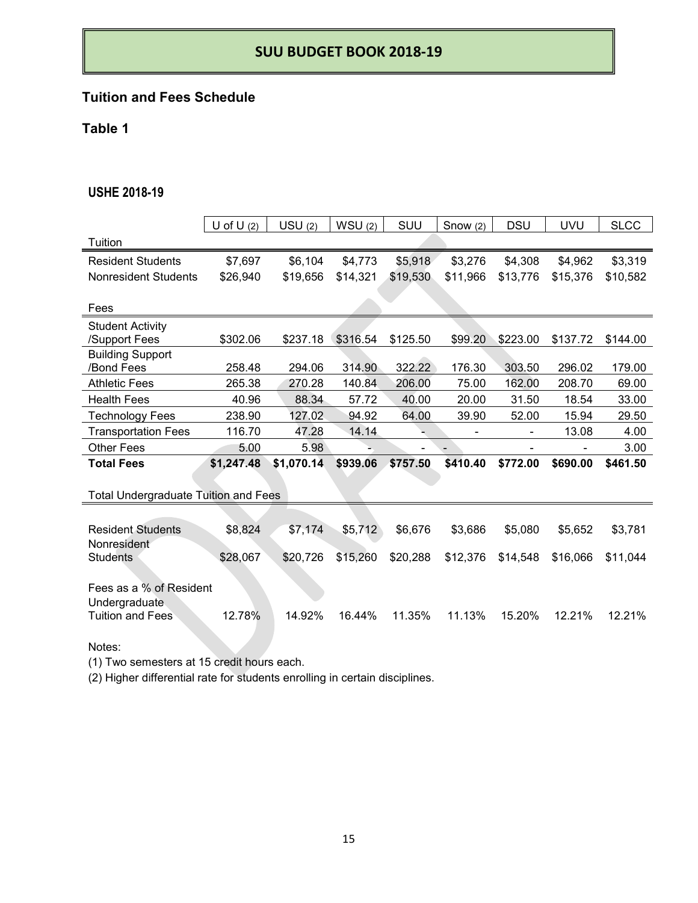## Tuition and Fees Schedule

### Table 1

#### USHE 2018-19

| | U of U (2) | USU (2) | WSU (2) | SUU | Snow (2) | DSU | UVU | SLCC |
|---|---|---|---|---|---|---|---|---|
| **Tuition** | | | | | | | | |
| Resident Students | $7,697 | $6,104 | $4,773 | $5,918 | $3,276 | $4,308 | $4,962 | $3,319 |
| Nonresident Students | $26,940 | $19,656 | $14,321 | $19,530 | $11,966 | $13,776 | $15,376 | $10,582 |
| **Fees** | | | | | | | | |
| Student Activity /Support Fees | $302.06 | $237.18 | $316.54 | $125.50 | $99.20 | $223.00 | $137.72 | $144.00 |
| Building Support /Bond Fees | 258.48 | 294.06 | 314.90 | 322.22 | 176.30 | 303.50 | 296.02 | 179.00 |
| Athletic Fees | 265.38 | 270.28 | 140.84 | 206.00 | 75.00 | 162.00 | 208.70 | 69.00 |
| Health Fees | 40.96 | 88.34 | 57.72 | 40.00 | 20.00 | 31.50 | 18.54 | 33.00 |
| Technology Fees | 238.90 | 127.02 | 94.92 | 64.00 | 39.90 | 52.00 | 15.94 | 29.50 |
| Transportation Fees | 116.70 | 47.28 | 14.14 | - | - | - | 13.08 | 4.00 |
| Other Fees | 5.00 | 5.98 | - | - | - | - | - | 3.00 |
| **Total Fees** | **$1,247.48** | **$1,070.14** | **$939.06** | **$757.50** | **$410.40** | **$772.00** | **$690.00** | **$461.50** |
| **Total Undergraduate Tuition and Fees** | | | | | | | | |
| Resident Students | $8,824 | $7,174 | $5,712 | $6,676 | $3,686 | $5,080 | $5,652 | $3,781 |
| Nonresident Students | $28,067 | $20,726 | $15,260 | $20,288 | $12,376 | $14,548 | $16,066 | $11,044 |
| Fees as a % of Resident Undergraduate Tuition and Fees | 12.78% | 14.92% | 16.44% | 11.35% | 11.13% | 15.20% | 12.21% | 12.21% |

Notes:

(1) Two semesters at 15 credit hours each.

(2) Higher differential rate for students enrolling in certain disciplines.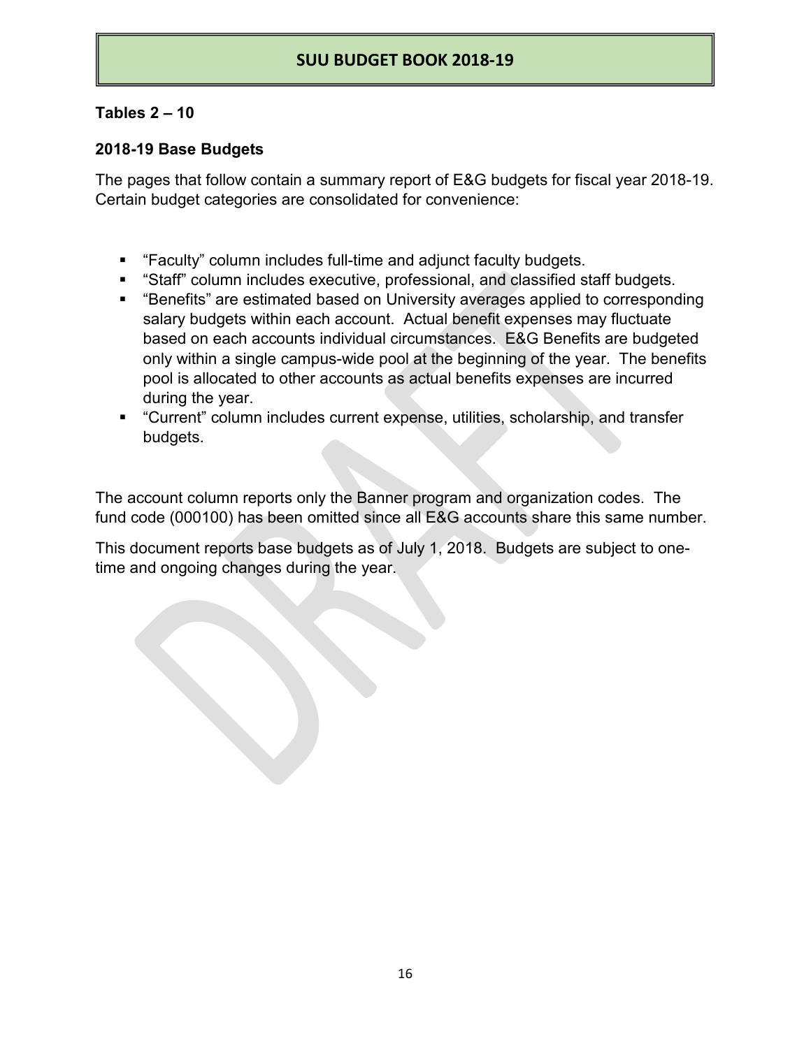# SUU BUDGET BOOK 2018-19

**Tables 2 – 10**

**2018-19 Base Budgets**

The pages that follow contain a summary report of E&G budgets for fiscal year 2018-19. Certain budget categories are consolidated for convenience:

- "Faculty" column includes full-time and adjunct faculty budgets.
- "Staff" column includes executive, professional, and classified staff budgets.
- "Benefits" are estimated based on University averages applied to corresponding salary budgets within each account. Actual benefit expenses may fluctuate based on each accounts individual circumstances. E&G Benefits are budgeted only within a single campus-wide pool at the beginning of the year. The benefits pool is allocated to other accounts as actual benefits expenses are incurred during the year.
- "Current" column includes current expense, utilities, scholarship, and transfer budgets.

The account column reports only the Banner program and organization codes. The fund code (000100) has been omitted since all E&G accounts share this same number.

This document reports base budgets as of July 1, 2018. Budgets are subject to one-time and ongoing changes during the year.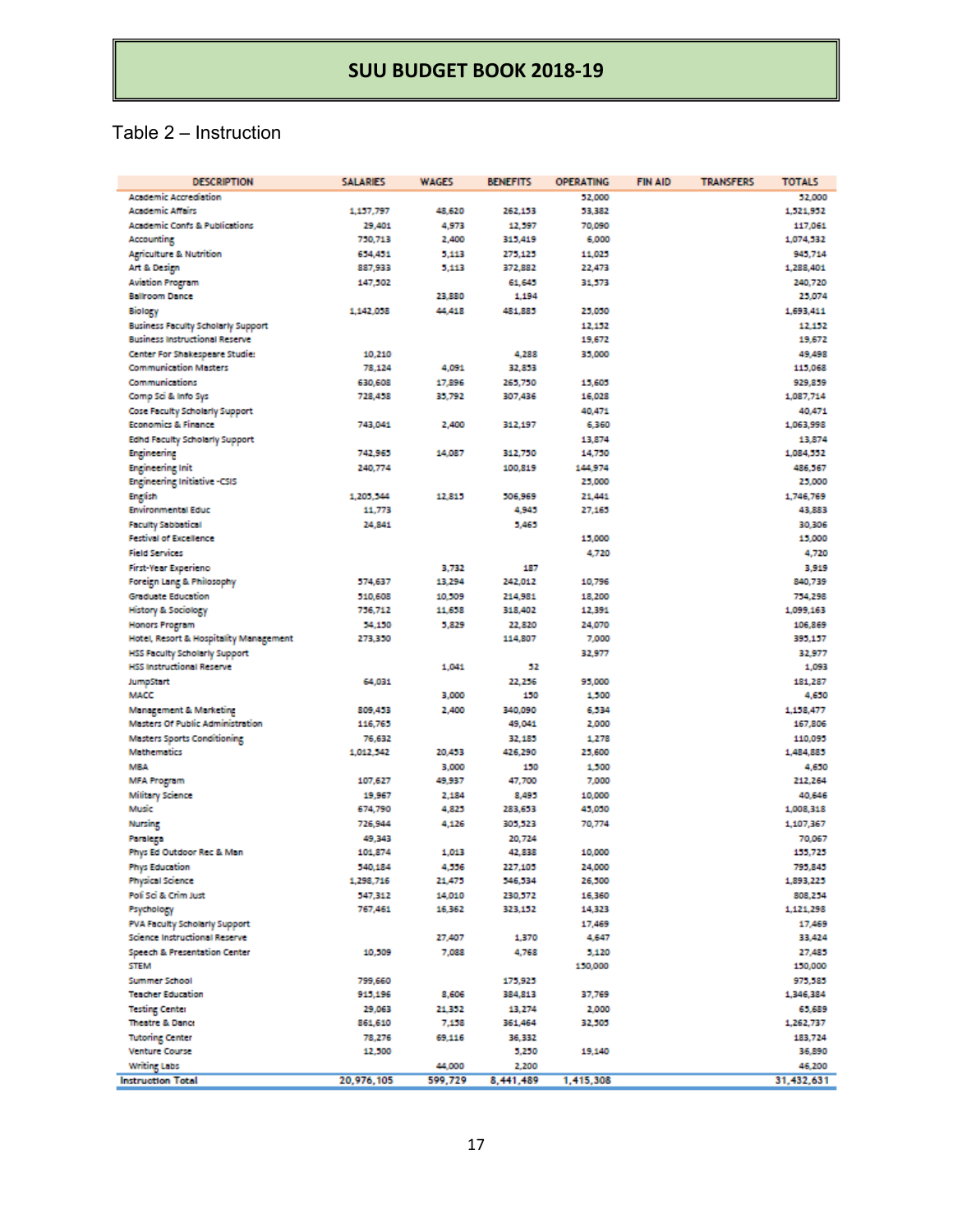# SUU BUDGET BOOK 2018-19

Table 2 – Instruction

| DESCRIPTION | SALARIES | WAGES | BENEFITS | OPERATING | FIN AID | TRANSFERS | TOTALS |
|---|---|---|---|---|---|---|---|
| Academic Accreditation | | | | 52,000 | | | 52,000 |
| Academic Affairs | 1,157,797 | 48,620 | 262,153 | 53,382 | | | 1,521,952 |
| Academic Confs & Publications | 29,401 | 4,973 | 12,597 | 70,090 | | | 117,061 |
| Accounting | 750,713 | 2,400 | 315,419 | 6,000 | | | 1,074,532 |
| Agriculture & Nutrition | 654,451 | 5,113 | 275,125 | 11,025 | | | 945,714 |
| Art & Design | 887,933 | 5,113 | 372,882 | 22,473 | | | 1,288,401 |
| Aviation Program | 147,502 | | 61,645 | 31,573 | | | 240,720 |
| Ballroom Dance | | 23,880 | 1,194 | | | | 25,074 |
| Biology | 1,142,058 | 44,418 | 481,885 | 25,050 | | | 1,693,411 |
| Business Faculty Scholarly Support | | | | 12,152 | | | 12,152 |
| Business Instructional Reserve | | | | 19,672 | | | 19,672 |
| Center For Shakespeare Studie: | 10,210 | | 4,288 | 35,000 | | | 49,498 |
| Communication Masters | 78,124 | 4,091 | 32,853 | | | | 115,068 |
| Communications | 630,608 | 17,896 | 265,750 | 15,605 | | | 929,859 |
| Comp Sci & Info Sys | 728,458 | 35,792 | 307,436 | 16,028 | | | 1,087,714 |
| Cose Faculty Scholarly Support | | | | 40,471 | | | 40,471 |
| Economics & Finance | 743,041 | 2,400 | 312,197 | 6,360 | | | 1,063,998 |
| Edhd Faculty Scholarly Support | | | | 13,874 | | | 13,874 |
| Engineering | 742,965 | 14,087 | 312,750 | 14,750 | | | 1,084,552 |
| Engineering Init | 240,774 | | 100,819 | 144,974 | | | 486,567 |
| Engineering Initiative -CSIS | | | | 25,000 | | | 25,000 |
| English | 1,205,544 | 12,815 | 506,969 | 21,441 | | | 1,746,769 |
| Environmental Educ | 11,773 | | 4,945 | 27,165 | | | 43,883 |
| Faculty Sabbatical | 24,841 | | 5,465 | | | | 30,306 |
| Festival of Excellence | | | | 15,000 | | | 15,000 |
| Field Services | | | | 4,720 | | | 4,720 |
| First-Year Experienc | | 3,732 | 187 | | | | 3,919 |
| Foreign Lang & Philosophy | 574,637 | 13,294 | 242,012 | 10,796 | | | 840,739 |
| Graduate Education | 510,608 | 10,509 | 214,981 | 18,200 | | | 754,298 |
| History & Sociology | 756,712 | 11,658 | 318,402 | 12,391 | | | 1,099,163 |
| Honors Program | 54,150 | 5,829 | 22,820 | 24,070 | | | 106,869 |
| Hotel, Resort & Hospitality Management | 273,350 | | 114,807 | 7,000 | | | 395,157 |
| HSS Faculty Scholarly Support | | | | 32,977 | | | 32,977 |
| HSS Instructional Reserve | | 1,041 | 52 | | | | 1,093 |
| JumpStart | 64,031 | | 22,256 | 95,000 | | | 181,287 |
| MACC | | 3,000 | 150 | 1,500 | | | 4,650 |
| Management & Marketing | 809,453 | 2,400 | 340,090 | 6,534 | | | 1,158,477 |
| Masters Of Public Administration | 116,765 | | 49,041 | 2,000 | | | 167,806 |
| Masters Sports Conditioning | 76,632 | | 32,185 | 1,278 | | | 110,095 |
| Mathematics | 1,012,542 | 20,453 | 426,290 | 25,600 | | | 1,484,885 |
| MBA | | 3,000 | 150 | 1,500 | | | 4,650 |
| MFA Program | 107,627 | 49,937 | 47,700 | 7,000 | | | 212,264 |
| Military Science | 19,967 | 2,184 | 8,495 | 10,000 | | | 40,646 |
| Music | 674,790 | 4,825 | 283,653 | 45,050 | | | 1,008,318 |
| Nursing | 726,944 | 4,126 | 305,523 | 70,774 | | | 1,107,367 |
| Paralega | 49,343 | | 20,724 | | | | 70,067 |
| Phys Ed Outdoor Rec & Man | 101,874 | 1,013 | 42,838 | 10,000 | | | 155,725 |
| Phys Education | 540,184 | 4,556 | 227,105 | 24,000 | | | 795,845 |
| Physical Science | 1,298,716 | 21,475 | 546,534 | 26,500 | | | 1,893,225 |
| Poli Sci & Crim Just | 547,312 | 14,010 | 230,572 | 16,360 | | | 808,254 |
| Psychology | 767,461 | 16,362 | 323,152 | 14,323 | | | 1,121,298 |
| PVA Faculty Scholarly Support | | | | 17,469 | | | 17,469 |
| Science Instructional Reserve | | 27,407 | 1,370 | 4,647 | | | 33,424 |
| Speech & Presentation Center | 10,509 | 7,088 | 4,768 | 5,120 | | | 27,485 |
| STEM | | | | 150,000 | | | 150,000 |
| Summer School | 799,660 | | 175,925 | | | | 975,585 |
| Teacher Education | 915,196 | 8,606 | 384,813 | 37,769 | | | 1,346,384 |
| Testing Cente | 29,063 | 21,352 | 13,274 | 2,000 | | | 65,689 |
| Theatre & Danc | 861,610 | 7,158 | 361,464 | 32,505 | | | 1,262,737 |
| Tutoring Center | 78,276 | 69,116 | 36,332 | | | | 183,724 |
| Venture Course | 12,500 | | 5,250 | 19,140 | | | 36,890 |
| Writing Labs | | 44,000 | 2,200 | | | | 46,200 |
| **Instruction Total** | **20,976,105** | **599,729** | **8,441,489** | **1,415,308** | | | **31,432,631** |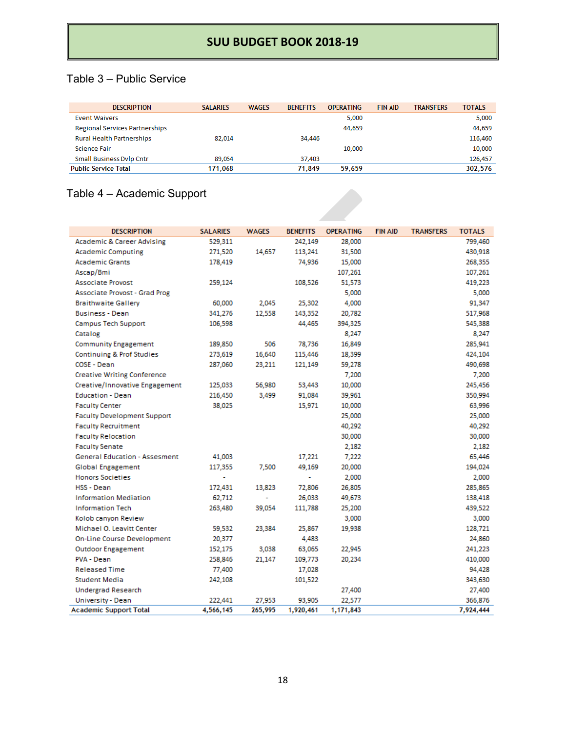# SUU BUDGET BOOK 2018-19

## Table 3 – Public Service

| DESCRIPTION | SALARIES | WAGES | BENEFITS | OPERATING | FIN AID | TRANSFERS | TOTALS |
|---|---|---|---|---|---|---|---|
| Event Waivers | | | | 5,000 | | | 5,000 |
| Regional Services Partnerships | | | | 44,659 | | | 44,659 |
| Rural Health Partnerships | 82,014 | | 34,446 | | | | 116,460 |
| Science Fair | | | | 10,000 | | | 10,000 |
| Small Business Dvlp Cntr | 89,054 | | 37,403 | | | | 126,457 |
| **Public Service Total** | **171,068** | | **71,849** | **59,659** | | | **302,576** |

## Table 4 – Academic Support

| DESCRIPTION | SALARIES | WAGES | BENEFITS | OPERATING | FIN AID | TRANSFERS | TOTALS |
|---|---|---|---|---|---|---|---|
| Academic & Career Advising | 529,311 | | 242,149 | 28,000 | | | 799,460 |
| Academic Computing | 271,520 | 14,657 | 113,241 | 31,500 | | | 430,918 |
| Academic Grants | 178,419 | | 74,936 | 15,000 | | | 268,355 |
| Ascap/Bmi | | | | 107,261 | | | 107,261 |
| Associate Provost | 259,124 | | 108,526 | 51,573 | | | 419,223 |
| Associate Provost - Grad Prog | | | | 5,000 | | | 5,000 |
| Braithwaite Gallery | 60,000 | 2,045 | 25,302 | 4,000 | | | 91,347 |
| Business - Dean | 341,276 | 12,558 | 143,352 | 20,782 | | | 517,968 |
| Campus Tech Support | 106,598 | | 44,465 | 394,325 | | | 545,388 |
| Catalog | | | | 8,247 | | | 8,247 |
| Community Engagement | 189,850 | 506 | 78,736 | 16,849 | | | 285,941 |
| Continuing & Prof Studies | 273,619 | 16,640 | 115,446 | 18,399 | | | 424,104 |
| COSE - Dean | 287,060 | 23,211 | 121,149 | 59,278 | | | 490,698 |
| Creative Writing Conference | | | | 7,200 | | | 7,200 |
| Creative/Innovative Engagement | 125,033 | 56,980 | 53,443 | 10,000 | | | 245,456 |
| Education - Dean | 216,450 | 3,499 | 91,084 | 39,961 | | | 350,994 |
| Faculty Center | 38,025 | | 15,971 | 10,000 | | | 63,996 |
| Faculty Development Support | | | | 25,000 | | | 25,000 |
| Faculty Recruitment | | | | 40,292 | | | 40,292 |
| Faculty Relocation | | | | 30,000 | | | 30,000 |
| Faculty Senate | | | | 2,182 | | | 2,182 |
| General Education - Assesment | 41,003 | | 17,221 | 7,222 | | | 65,446 |
| Global Engagement | 117,355 | 7,500 | 49,169 | 20,000 | | | 194,024 |
| Honors Societies | - | | - | 2,000 | | | 2,000 |
| HSS - Dean | 172,431 | 13,823 | 72,806 | 26,805 | | | 285,865 |
| Information Mediation | 62,712 | - | 26,033 | 49,673 | | | 138,418 |
| Information Tech | 263,480 | 39,054 | 111,788 | 25,200 | | | 439,522 |
| Kolob canyon Review | | | | 3,000 | | | 3,000 |
| Michael O. Leavitt Center | 59,532 | 23,384 | 25,867 | 19,938 | | | 128,721 |
| On-Line Course Development | 20,377 | | 4,483 | | | | 24,860 |
| Outdoor Engagement | 152,175 | 3,038 | 63,065 | 22,945 | | | 241,223 |
| PVA - Dean | 258,846 | 21,147 | 109,773 | 20,234 | | | 410,000 |
| Released Time | 77,400 | | 17,028 | | | | 94,428 |
| Student Media | 242,108 | | 101,522 | | | | 343,630 |
| Undergrad Research | | | | 27,400 | | | 27,400 |
| University - Dean | 222,441 | 27,953 | 93,905 | 22,577 | | | 366,876 |
| **Academic Support Total** | **4,566,145** | **265,995** | **1,920,461** | **1,171,843** | | | **7,924,444** |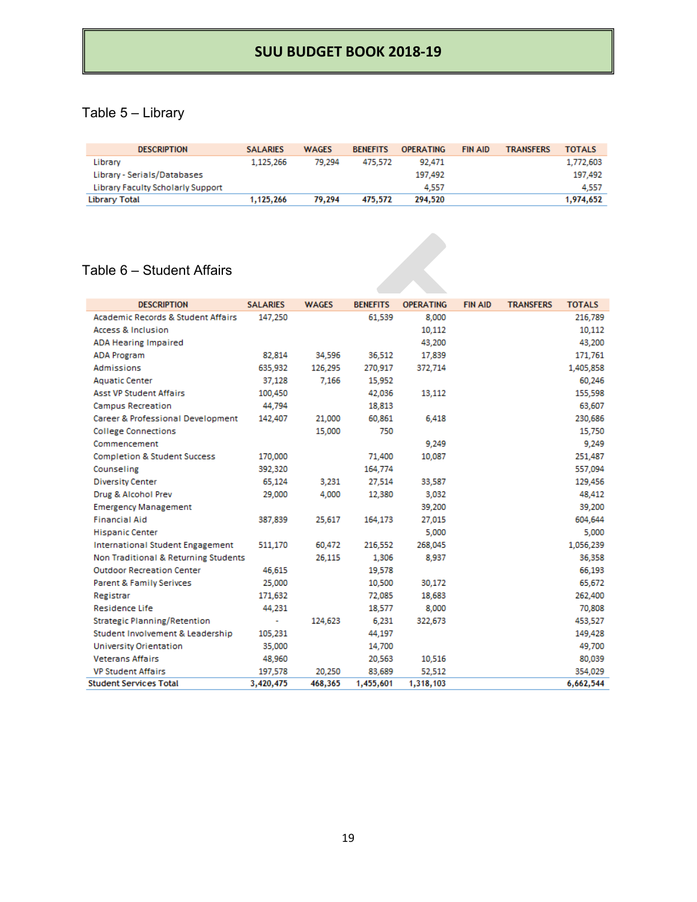# SUU BUDGET BOOK 2018-19

## Table 5 – Library

| DESCRIPTION | SALARIES | WAGES | BENEFITS | OPERATING | FIN AID | TRANSFERS | TOTALS |
|---|---|---|---|---|---|---|---|
| Library | 1,125,266 | 79,294 | 475,572 | 92,471 | | | 1,772,603 |
| Library - Serials/Databases | | | | 197,492 | | | 197,492 |
| Library Faculty Scholarly Support | | | | 4,557 | | | 4,557 |
| **Library Total** | **1,125,266** | **79,294** | **475,572** | **294,520** | | | **1,974,652** |

## Table 6 – Student Affairs

| DESCRIPTION | SALARIES | WAGES | BENEFITS | OPERATING | FIN AID | TRANSFERS | TOTALS |
|---|---|---|---|---|---|---|---|
| Academic Records & Student Affairs | 147,250 | | 61,539 | 8,000 | | | 216,789 |
| Access & Inclusion | | | | 10,112 | | | 10,112 |
| ADA Hearing Impaired | | | | 43,200 | | | 43,200 |
| ADA Program | 82,814 | 34,596 | 36,512 | 17,839 | | | 171,761 |
| Admissions | 635,932 | 126,295 | 270,917 | 372,714 | | | 1,405,858 |
| Aquatic Center | 37,128 | 7,166 | 15,952 | | | | 60,246 |
| Asst VP Student Affairs | 100,450 | | 42,036 | 13,112 | | | 155,598 |
| Campus Recreation | 44,794 | | 18,813 | | | | 63,607 |
| Career & Professional Development | 142,407 | 21,000 | 60,861 | 6,418 | | | 230,686 |
| College Connections | | 15,000 | 750 | | | | 15,750 |
| Commencement | | | | 9,249 | | | 9,249 |
| Completion & Student Success | 170,000 | | 71,400 | 10,087 | | | 251,487 |
| Counseling | 392,320 | | 164,774 | | | | 557,094 |
| Diversity Center | 65,124 | 3,231 | 27,514 | 33,587 | | | 129,456 |
| Drug & Alcohol Prev | 29,000 | 4,000 | 12,380 | 3,032 | | | 48,412 |
| Emergency Management | | | | 39,200 | | | 39,200 |
| Financial Aid | 387,839 | 25,617 | 164,173 | 27,015 | | | 604,644 |
| Hispanic Center | | | | 5,000 | | | 5,000 |
| International Student Engagement | 511,170 | 60,472 | 216,552 | 268,045 | | | 1,056,239 |
| Non Traditional & Returning Students | | 26,115 | 1,306 | 8,937 | | | 36,358 |
| Outdoor Recreation Center | 46,615 | | 19,578 | | | | 66,193 |
| Parent & Family Serivces | 25,000 | | 10,500 | 30,172 | | | 65,672 |
| Registrar | 171,632 | | 72,085 | 18,683 | | | 262,400 |
| Residence Life | 44,231 | | 18,577 | 8,000 | | | 70,808 |
| Strategic Planning/Retention | - | 124,623 | 6,231 | 322,673 | | | 453,527 |
| Student Involvement & Leadership | 105,231 | | 44,197 | | | | 149,428 |
| University Orientation | 35,000 | | 14,700 | | | | 49,700 |
| Veterans Affairs | 48,960 | | 20,563 | 10,516 | | | 80,039 |
| VP Student Affairs | 197,578 | 20,250 | 83,689 | 52,512 | | | 354,029 |
| **Student Services Total** | **3,420,475** | **468,365** | **1,455,601** | **1,318,103** | | | **6,662,544** |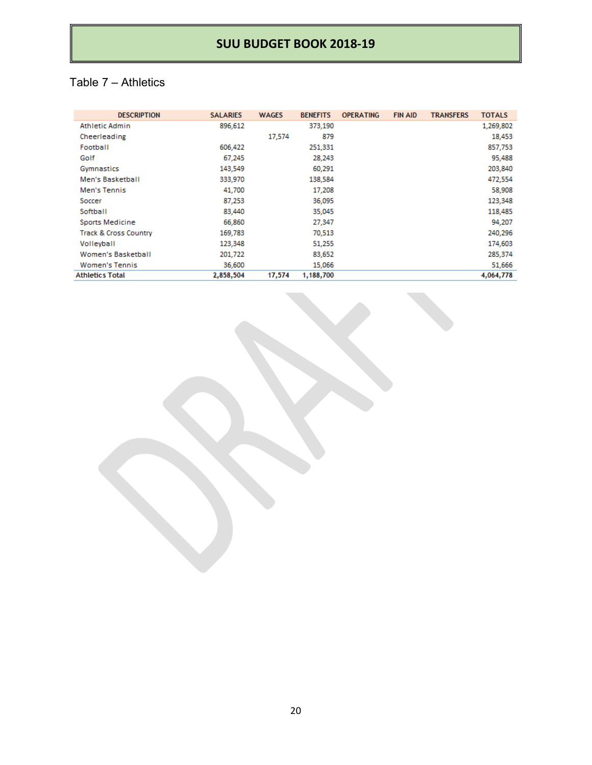## Table 7 – Athletics

| DESCRIPTION | SALARIES | WAGES | BENEFITS | OPERATING | FIN AID | TRANSFERS | TOTALS |
|---|---|---|---|---|---|---|---|
| Athletic Admin | 896,612 | | 373,190 | | | | 1,269,802 |
| Cheerleading | | 17,574 | 879 | | | | 18,453 |
| Football | 606,422 | | 251,331 | | | | 857,753 |
| Golf | 67,245 | | 28,243 | | | | 95,488 |
| Gymnastics | 143,549 | | 60,291 | | | | 203,840 |
| Men's Basketball | 333,970 | | 138,584 | | | | 472,554 |
| Men's Tennis | 41,700 | | 17,208 | | | | 58,908 |
| Soccer | 87,253 | | 36,095 | | | | 123,348 |
| Softball | 83,440 | | 35,045 | | | | 118,485 |
| Sports Medicine | 66,860 | | 27,347 | | | | 94,207 |
| Track & Cross Country | 169,783 | | 70,513 | | | | 240,296 |
| Volleyball | 123,348 | | 51,255 | | | | 174,603 |
| Women's Basketball | 201,722 | | 83,652 | | | | 285,374 |
| Women's Tennis | 36,600 | | 15,066 | | | | 51,666 |
| **Athletics Total** | **2,858,504** | **17,574** | **1,188,700** | | | | **4,064,778** |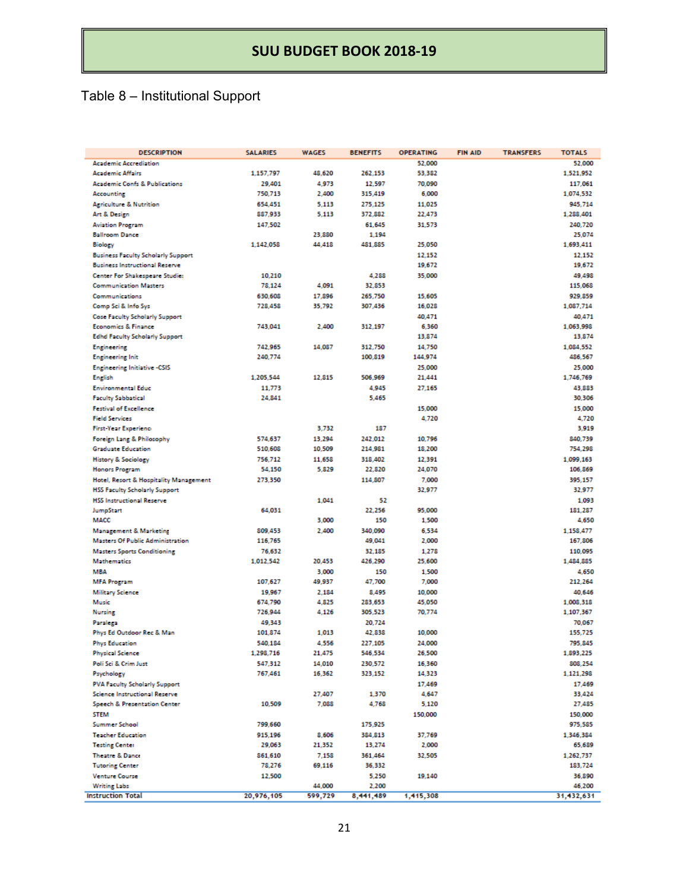# SUU BUDGET BOOK 2018-19

Table 8 – Institutional Support

| DESCRIPTION | SALARIES | WAGES | BENEFITS | OPERATING | FIN AID | TRANSFERS | TOTALS |
|---|---|---|---|---|---|---|---|
| Academic Accreditation | | | | 52,000 | | | 52,000 |
| Academic Affairs | 1,157,797 | 48,620 | 262,153 | 53,382 | | | 1,521,952 |
| Academic Confs & Publications | 29,401 | 4,973 | 12,597 | 70,090 | | | 117,061 |
| Accounting | 750,713 | 2,400 | 315,419 | 6,000 | | | 1,074,532 |
| Agriculture & Nutrition | 654,451 | 5,113 | 275,125 | 11,025 | | | 945,714 |
| Art & Design | 887,933 | 5,113 | 372,882 | 22,473 | | | 1,288,401 |
| Aviation Program | 147,502 | | 61,645 | 31,573 | | | 240,720 |
| Ballroom Dance | | 23,880 | 1,194 | | | | 25,074 |
| Biology | 1,142,058 | 44,418 | 481,885 | 25,050 | | | 1,693,411 |
| Business Faculty Scholarly Support | | | | 12,152 | | | 12,152 |
| Business Instructional Reserve | | | | 19,672 | | | 19,672 |
| Center For Shakespeare Studies | 10,210 | | 4,288 | 35,000 | | | 49,498 |
| Communication Masters | 78,124 | 4,091 | 32,853 | | | | 115,068 |
| Communications | 630,608 | 17,896 | 265,750 | 15,605 | | | 929,859 |
| Comp Sci & Info Sys | 728,458 | 35,792 | 307,436 | 16,028 | | | 1,087,714 |
| Cose Faculty Scholarly Support | | | | 40,471 | | | 40,471 |
| Economics & Finance | 743,041 | 2,400 | 312,197 | 6,360 | | | 1,063,998 |
| Edhd Faculty Scholarly Support | | | | 13,874 | | | 13,874 |
| Engineering | 742,965 | 14,087 | 312,750 | 14,750 | | | 1,084,552 |
| Engineering Init | 240,774 | | 100,819 | 144,974 | | | 486,567 |
| Engineering Initiative -CSIS | | | | 25,000 | | | 25,000 |
| English | 1,205,544 | 12,815 | 506,969 | 21,441 | | | 1,746,769 |
| Environmental Educ | 11,773 | | 4,945 | 27,165 | | | 43,883 |
| Faculty Sabbatical | 24,841 | | 5,465 | | | | 30,306 |
| Festival of Excellence | | | | 15,000 | | | 15,000 |
| Field Services | | | | 4,720 | | | 4,720 |
| First-Year Experience | | 3,732 | 187 | | | | 3,919 |
| Foreign Lang & Philosophy | 574,637 | 13,294 | 242,012 | 10,796 | | | 840,739 |
| Graduate Education | 510,608 | 10,509 | 214,981 | 18,200 | | | 754,298 |
| History & Sociology | 756,712 | 11,658 | 318,402 | 12,391 | | | 1,099,163 |
| Honors Program | 54,150 | 5,829 | 22,820 | 24,070 | | | 106,869 |
| Hotel, Resort & Hospitality Management | 273,350 | | 114,807 | 7,000 | | | 395,157 |
| HSS Faculty Scholarly Support | | | | 32,977 | | | 32,977 |
| HSS Instructional Reserve | | 1,041 | 52 | | | | 1,093 |
| JumpStart | 64,031 | | 22,256 | 95,000 | | | 181,287 |
| MACC | | 3,000 | 150 | 1,500 | | | 4,650 |
| Management & Marketing | 809,453 | 2,400 | 340,090 | 6,534 | | | 1,158,477 |
| Masters Of Public Administration | 116,765 | | 49,041 | 2,000 | | | 167,806 |
| Masters Sports Conditioning | 76,632 | | 32,185 | 1,278 | | | 110,095 |
| Mathematics | 1,012,542 | 20,453 | 426,290 | 25,600 | | | 1,484,885 |
| MBA | | 3,000 | 150 | 1,500 | | | 4,650 |
| MFA Program | 107,627 | 49,937 | 47,700 | 7,000 | | | 212,264 |
| Military Science | 19,967 | 2,184 | 8,495 | 10,000 | | | 40,646 |
| Music | 674,790 | 4,825 | 283,653 | 45,050 | | | 1,008,318 |
| Nursing | 726,944 | 4,126 | 305,523 | 70,774 | | | 1,107,367 |
| Paralega | 49,343 | | 20,724 | | | | 70,067 |
| Phys Ed Outdoor Rec & Man | 101,874 | 1,013 | 42,838 | 10,000 | | | 155,725 |
| Phys Education | 540,184 | 4,556 | 227,105 | 24,000 | | | 795,845 |
| Physical Science | 1,298,716 | 21,475 | 546,534 | 26,500 | | | 1,893,225 |
| Poli Sci & Crim Just | 547,312 | 14,010 | 230,572 | 16,360 | | | 808,254 |
| Psychology | 767,461 | 16,362 | 323,152 | 14,323 | | | 1,121,298 |
| PVA Faculty Scholarly Support | | | | 17,469 | | | 17,469 |
| Science Instructional Reserve | | 27,407 | 1,370 | 4,647 | | | 33,424 |
| Speech & Presentation Center | 10,509 | 7,088 | 4,768 | 5,120 | | | 27,485 |
| STEM | | | | 150,000 | | | 150,000 |
| Summer School | 799,660 | | 175,925 | | | | 975,585 |
| Teacher Education | 915,196 | 8,606 | 384,813 | 37,769 | | | 1,346,384 |
| Testing Center | 29,063 | 21,352 | 13,274 | 2,000 | | | 65,689 |
| Theatre & Dance | 861,610 | 7,158 | 361,464 | 32,505 | | | 1,262,737 |
| Tutoring Center | 78,276 | 69,116 | 36,332 | | | | 183,724 |
| Venture Course | 12,500 | | 5,250 | 19,140 | | | 36,890 |
| Writing Labs | | 44,000 | 2,200 | | | | 46,200 |
| **Instruction Total** | **20,976,105** | **599,729** | **8,441,489** | **1,415,308** | | | **31,432,631** |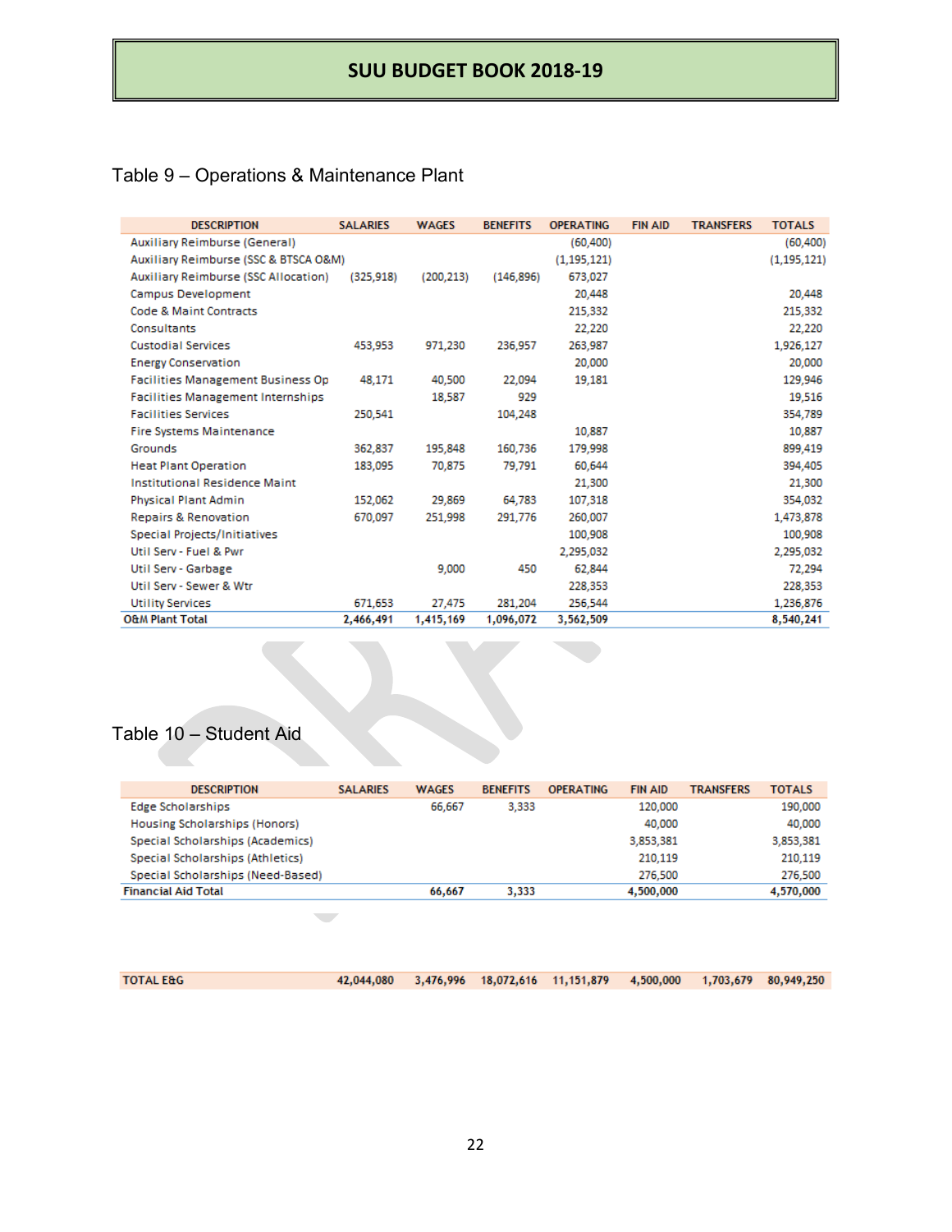## Table 9 – Operations & Maintenance Plant

| DESCRIPTION | SALARIES | WAGES | BENEFITS | OPERATING | FIN AID | TRANSFERS | TOTALS |
|---|---|---|---|---|---|---|---|
| Auxiliary Reimburse (General) | | | | (60,400) | | | (60,400) |
| Auxiliary Reimburse (SSC & BTSCA O&M) | | | | (1,195,121) | | | (1,195,121) |
| Auxiliary Reimburse (SSC Allocation) | (325,918) | (200,213) | (146,896) | 673,027 | | | |
| Campus Development | | | | 20,448 | | | 20,448 |
| Code & Maint Contracts | | | | 215,332 | | | 215,332 |
| Consultants | | | | 22,220 | | | 22,220 |
| Custodial Services | 453,953 | 971,230 | 236,957 | 263,987 | | | 1,926,127 |
| Energy Conservation | | | | 20,000 | | | 20,000 |
| Facilities Management Business Op | 48,171 | 40,500 | 22,094 | 19,181 | | | 129,946 |
| Facilities Management Internships | | 18,587 | 929 | | | | 19,516 |
| Facilities Services | 250,541 | | 104,248 | | | | 354,789 |
| Fire Systems Maintenance | | | | 10,887 | | | 10,887 |
| Grounds | 362,837 | 195,848 | 160,736 | 179,998 | | | 899,419 |
| Heat Plant Operation | 183,095 | 70,875 | 79,791 | 60,644 | | | 394,405 |
| Institutional Residence Maint | | | | 21,300 | | | 21,300 |
| Physical Plant Admin | 152,062 | 29,869 | 64,783 | 107,318 | | | 354,032 |
| Repairs & Renovation | 670,097 | 251,998 | 291,776 | 260,007 | | | 1,473,878 |
| Special Projects/Initiatives | | | | 100,908 | | | 100,908 |
| Util Serv - Fuel & Pwr | | | | 2,295,032 | | | 2,295,032 |
| Util Serv - Garbage | | 9,000 | 450 | 62,844 | | | 72,294 |
| Util Serv - Sewer & Wtr | | | | 228,353 | | | 228,353 |
| Utility Services | 671,653 | 27,475 | 281,204 | 256,544 | | | 1,236,876 |
| **O&M Plant Total** | **2,466,491** | **1,415,169** | **1,096,072** | **3,562,509** | | | **8,540,241** |

## Table 10 – Student Aid

| DESCRIPTION | SALARIES | WAGES | BENEFITS | OPERATING | FIN AID | TRANSFERS | TOTALS |
|---|---|---|---|---|---|---|---|
| Edge Scholarships | | 66,667 | 3,333 | | 120,000 | | 190,000 |
| Housing Scholarships (Honors) | | | | | 40,000 | | 40,000 |
| Special Scholarships (Academics) | | | | | 3,853,381 | | 3,853,381 |
| Special Scholarships (Athletics) | | | | | 210,119 | | 210,119 |
| Special Scholarships (Need-Based) | | | | | 276,500 | | 276,500 |
| **Financial Aid Total** | | **66,667** | **3,333** | | **4,500,000** | | **4,570,000** |

| | | | | | | | |
|---|---|---|---|---|---|---|---|
| **TOTAL E&G** | **42,044,080** | **3,476,996** | **18,072,616** | **11,151,879** | **4,500,000** | **1,703,679** | **80,949,250** |